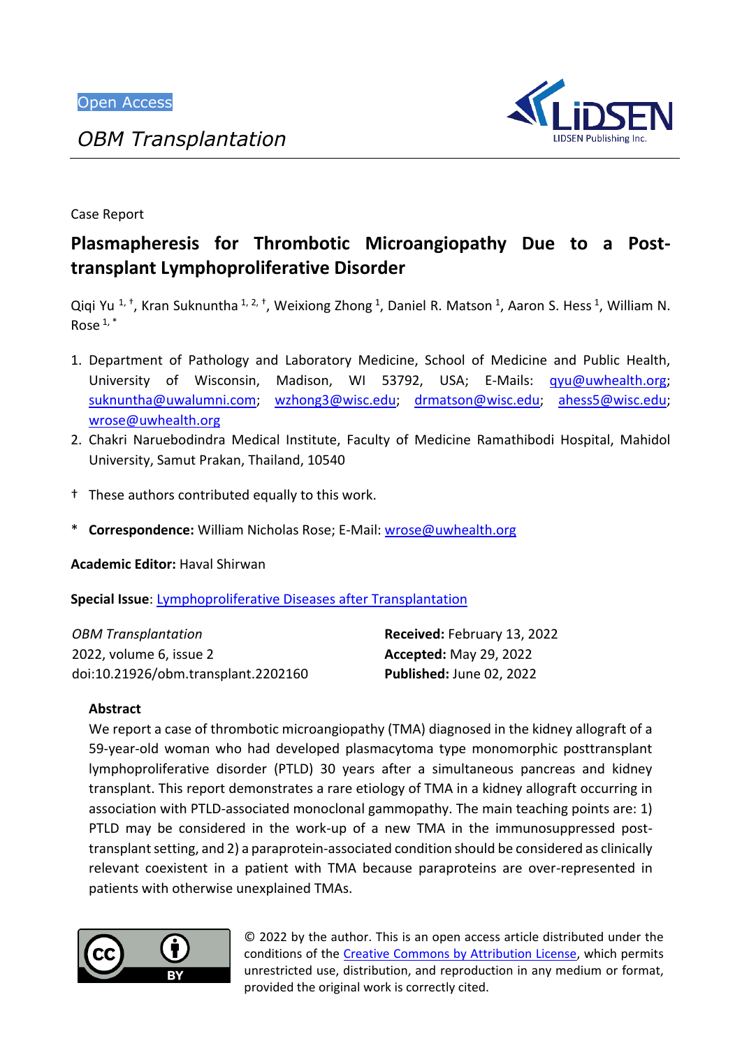Open Access

*OBM Transplantation*

Case Report

# Plasmapheresis for Thrombotic Microangiopathy Due to a Post-transplant Lymphoproliferative Disorder

Qiqi Yu [1, †], Kran Suknuntha [1, 2, †], Weixiong Zhong [1], Daniel R. Matson [1], Aaron S. Hess [1], William N. Rose [1, *]

1. Department of Pathology and Laboratory Medicine, School of Medicine and Public Health, University of Wisconsin, Madison, WI 53792, USA; E-Mails: qyu@uwhealth.org; suknuntha@uwalumni.com; wzhong3@wisc.edu; drmatson@wisc.edu; ahess5@wisc.edu; wrose@uwhealth.org
2. Chakri Naruebodindra Medical Institute, Faculty of Medicine Ramathibodi Hospital, Mahidol University, Samut Prakan, Thailand, 10540

† These authors contributed equally to this work.

* **Correspondence:** William Nicholas Rose; E-Mail: wrose@uwhealth.org

**Academic Editor:** Haval Shirwan

**Special Issue**: Lymphoproliferative Diseases after Transplantation

*OBM Transplantation*
2022, volume 6, issue 2
doi:10.21926/obm.transplant.2202160

**Received:** February 13, 2022
**Accepted:** May 29, 2022
**Published:** June 02, 2022

## Abstract

We report a case of thrombotic microangiopathy (TMA) diagnosed in the kidney allograft of a 59-year-old woman who had developed plasmacytoma type monomorphic posttransplant lymphoproliferative disorder (PTLD) 30 years after a simultaneous pancreas and kidney transplant. This report demonstrates a rare etiology of TMA in a kidney allograft occurring in association with PTLD-associated monoclonal gammopathy. The main teaching points are: 1) PTLD may be considered in the work-up of a new TMA in the immunosuppressed post-transplant setting, and 2) a paraprotein-associated condition should be considered as clinically relevant coexistent in a patient with TMA because paraproteins are over-represented in patients with otherwise unexplained TMAs.

© 2022 by the author. This is an open access article distributed under the conditions of the Creative Commons by Attribution License, which permits unrestricted use, distribution, and reproduction in any medium or format, provided the original work is correctly cited.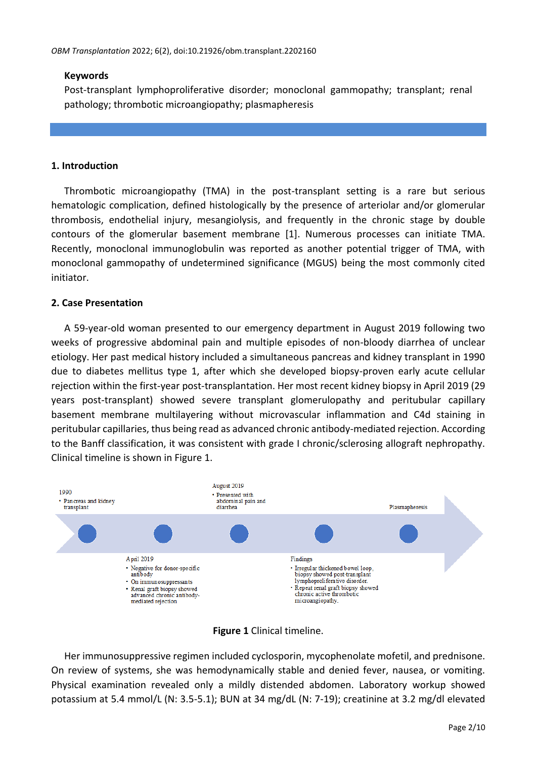### Keywords

Post-transplant lymphoproliferative disorder; monoclonal gammopathy; transplant; renal pathology; thrombotic microangiopathy; plasmapheresis

## 1. Introduction

Thrombotic microangiopathy (TMA) in the post-transplant setting is a rare but serious hematologic complication, defined histologically by the presence of arteriolar and/or glomerular thrombosis, endothelial injury, mesangiolysis, and frequently in the chronic stage by double contours of the glomerular basement membrane [1]. Numerous processes can initiate TMA. Recently, monoclonal immunoglobulin was reported as another potential trigger of TMA, with monoclonal gammopathy of undetermined significance (MGUS) being the most commonly cited initiator.

## 2. Case Presentation

A 59-year-old woman presented to our emergency department in August 2019 following two weeks of progressive abdominal pain and multiple episodes of non-bloody diarrhea of unclear etiology. Her past medical history included a simultaneous pancreas and kidney transplant in 1990 due to diabetes mellitus type 1, after which she developed biopsy-proven early acute cellular rejection within the first-year post-transplantation. Her most recent kidney biopsy in April 2019 (29 years post-transplant) showed severe transplant glomerulopathy and peritubular capillary basement membrane multilayering without microvascular inflammation and C4d staining in peritubular capillaries, thus being read as advanced chronic antibody-mediated rejection. According to the Banff classification, it was consistent with grade I chronic/sclerosing allograft nephropathy. Clinical timeline is shown in Figure 1.

1990
- Pancreas and kidney transplant

April 2019
- Negative for donor-specific antibody
- On immunosuppressants
- Renal graft biopsy showed advanced chronic antibody-mediated rejection

August 2019
- Presented with abdominal pain and diarrhea

Findings
- Irregular thickened bowel loop, biopsy showed post-transplant lymphoproliferative disorder.
- Repeat renal graft biopsy showed chronic active thrombotic microangiopathy.

Plasmapheresis

**Figure 1** Clinical timeline.

Her immunosuppressive regimen included cyclosporin, mycophenolate mofetil, and prednisone. On review of systems, she was hemodynamically stable and denied fever, nausea, or vomiting. Physical examination revealed only a mildly distended abdomen. Laboratory workup showed potassium at 5.4 mmol/L (N: 3.5-5.1); BUN at 34 mg/dL (N: 7-19); creatinine at 3.2 mg/dl elevated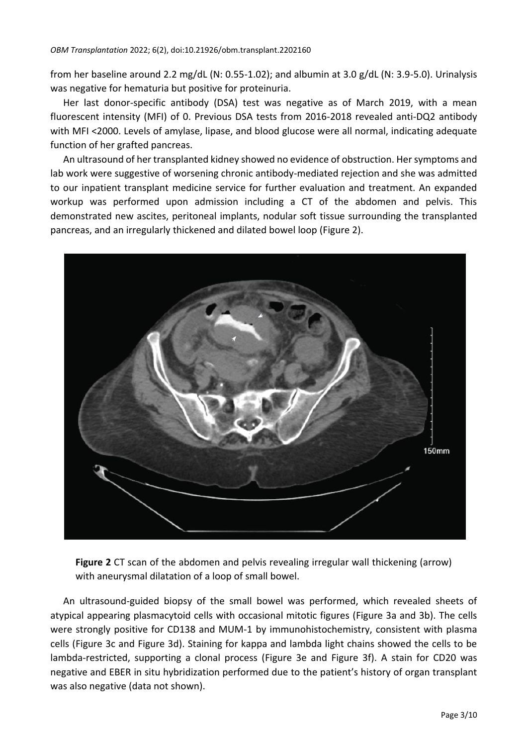from her baseline around 2.2 mg/dL (N: 0.55-1.02); and albumin at 3.0 g/dL (N: 3.9-5.0). Urinalysis was negative for hematuria but positive for proteinuria.

Her last donor-specific antibody (DSA) test was negative as of March 2019, with a mean fluorescent intensity (MFI) of 0. Previous DSA tests from 2016-2018 revealed anti-DQ2 antibody with MFI <2000. Levels of amylase, lipase, and blood glucose were all normal, indicating adequate function of her grafted pancreas.

An ultrasound of her transplanted kidney showed no evidence of obstruction. Her symptoms and lab work were suggestive of worsening chronic antibody-mediated rejection and she was admitted to our inpatient transplant medicine service for further evaluation and treatment. An expanded workup was performed upon admission including a CT of the abdomen and pelvis. This demonstrated new ascites, peritoneal implants, nodular soft tissue surrounding the transplanted pancreas, and an irregularly thickened and dilated bowel loop (Figure 2).

150mm

**Figure 2** CT scan of the abdomen and pelvis revealing irregular wall thickening (arrow) with aneurysmal dilatation of a loop of small bowel.

An ultrasound-guided biopsy of the small bowel was performed, which revealed sheets of atypical appearing plasmacytoid cells with occasional mitotic figures (Figure 3a and 3b). The cells were strongly positive for CD138 and MUM-1 by immunohistochemistry, consistent with plasma cells (Figure 3c and Figure 3d). Staining for kappa and lambda light chains showed the cells to be lambda-restricted, supporting a clonal process (Figure 3e and Figure 3f). A stain for CD20 was negative and EBER in situ hybridization performed due to the patient's history of organ transplant was also negative (data not shown).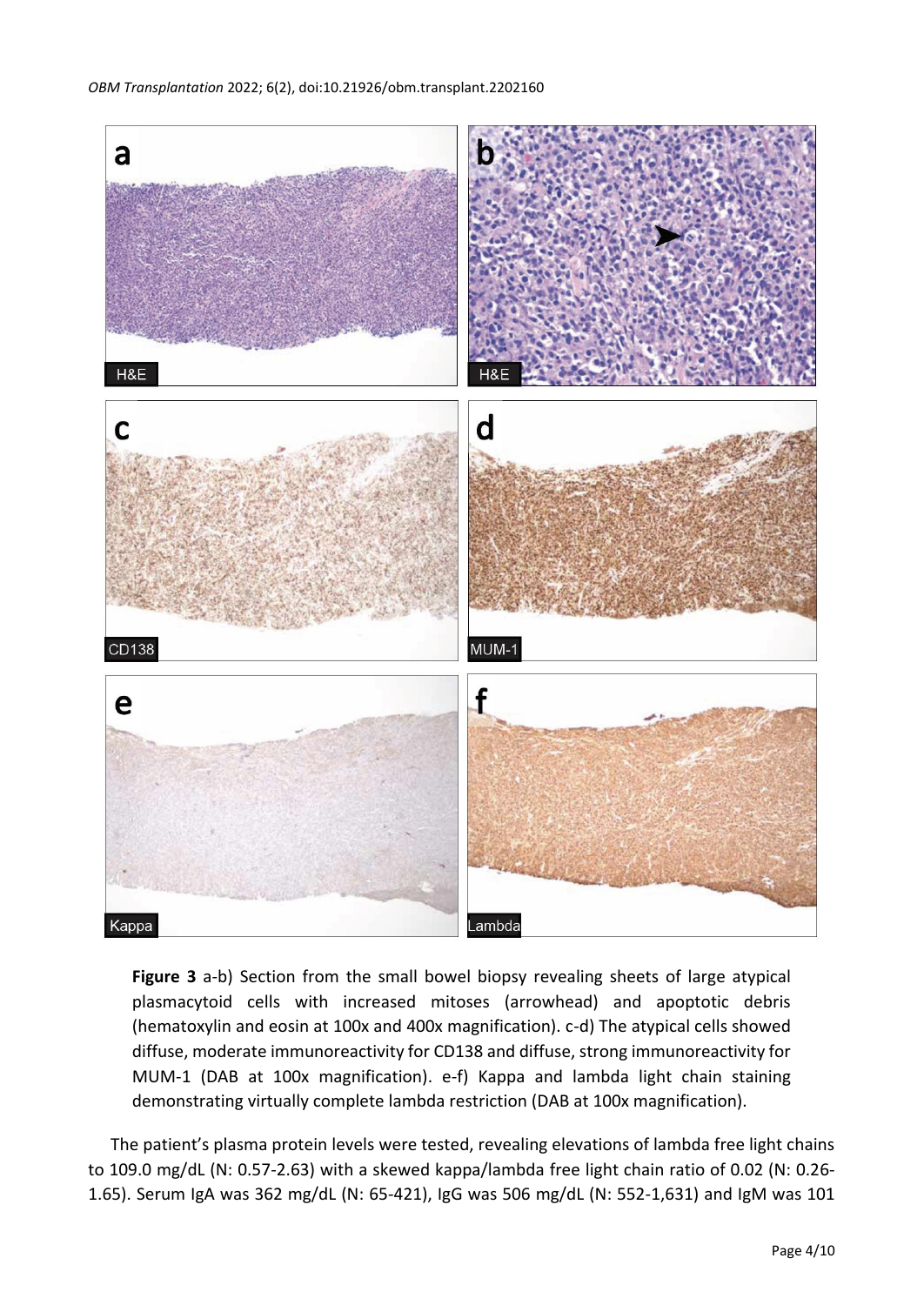**Figure 3** a-b) Section from the small bowel biopsy revealing sheets of large atypical plasmacytoid cells with increased mitoses (arrowhead) and apoptotic debris (hematoxylin and eosin at 100x and 400x magnification). c-d) The atypical cells showed diffuse, moderate immunoreactivity for CD138 and diffuse, strong immunoreactivity for MUM-1 (DAB at 100x magnification). e-f) Kappa and lambda light chain staining demonstrating virtually complete lambda restriction (DAB at 100x magnification).

The patient's plasma protein levels were tested, revealing elevations of lambda free light chains to 109.0 mg/dL (N: 0.57-2.63) with a skewed kappa/lambda free light chain ratio of 0.02 (N: 0.26-1.65). Serum IgA was 362 mg/dL (N: 65-421), IgG was 506 mg/dL (N: 552-1,631) and IgM was 101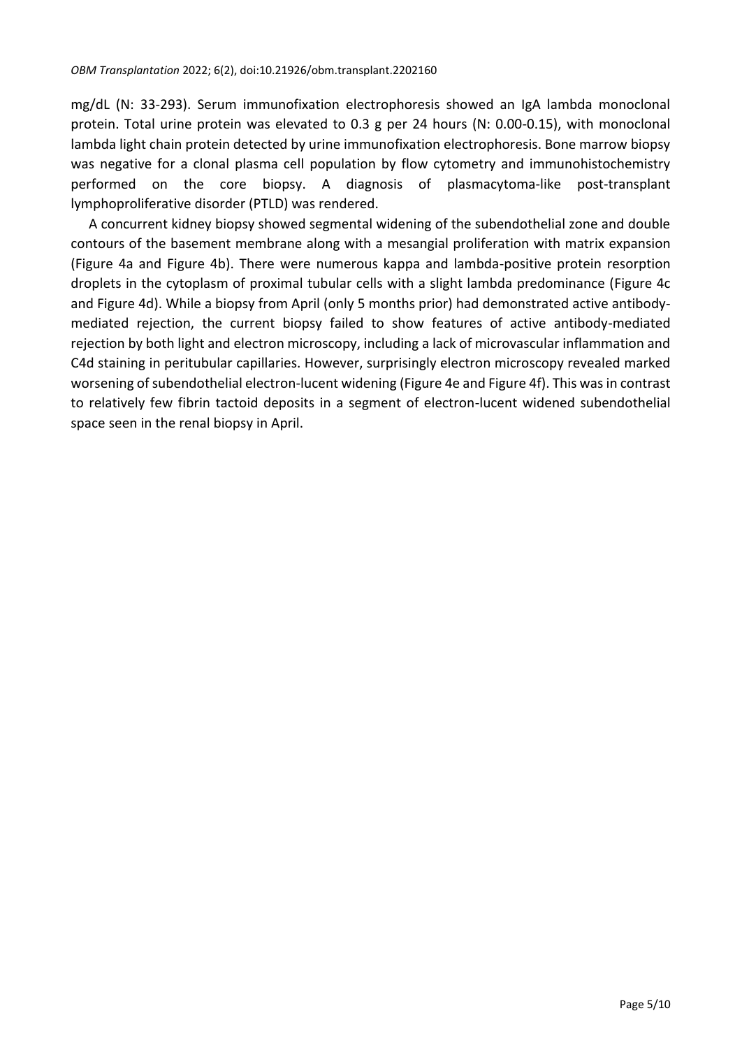mg/dL (N: 33-293). Serum immunofixation electrophoresis showed an IgA lambda monoclonal protein. Total urine protein was elevated to 0.3 g per 24 hours (N: 0.00-0.15), with monoclonal lambda light chain protein detected by urine immunofixation electrophoresis. Bone marrow biopsy was negative for a clonal plasma cell population by flow cytometry and immunohistochemistry performed on the core biopsy. A diagnosis of plasmacytoma-like post-transplant lymphoproliferative disorder (PTLD) was rendered.

A concurrent kidney biopsy showed segmental widening of the subendothelial zone and double contours of the basement membrane along with a mesangial proliferation with matrix expansion (Figure 4a and Figure 4b). There were numerous kappa and lambda-positive protein resorption droplets in the cytoplasm of proximal tubular cells with a slight lambda predominance (Figure 4c and Figure 4d). While a biopsy from April (only 5 months prior) had demonstrated active antibody-mediated rejection, the current biopsy failed to show features of active antibody-mediated rejection by both light and electron microscopy, including a lack of microvascular inflammation and C4d staining in peritubular capillaries. However, surprisingly electron microscopy revealed marked worsening of subendothelial electron-lucent widening (Figure 4e and Figure 4f). This was in contrast to relatively few fibrin tactoid deposits in a segment of electron-lucent widened subendothelial space seen in the renal biopsy in April.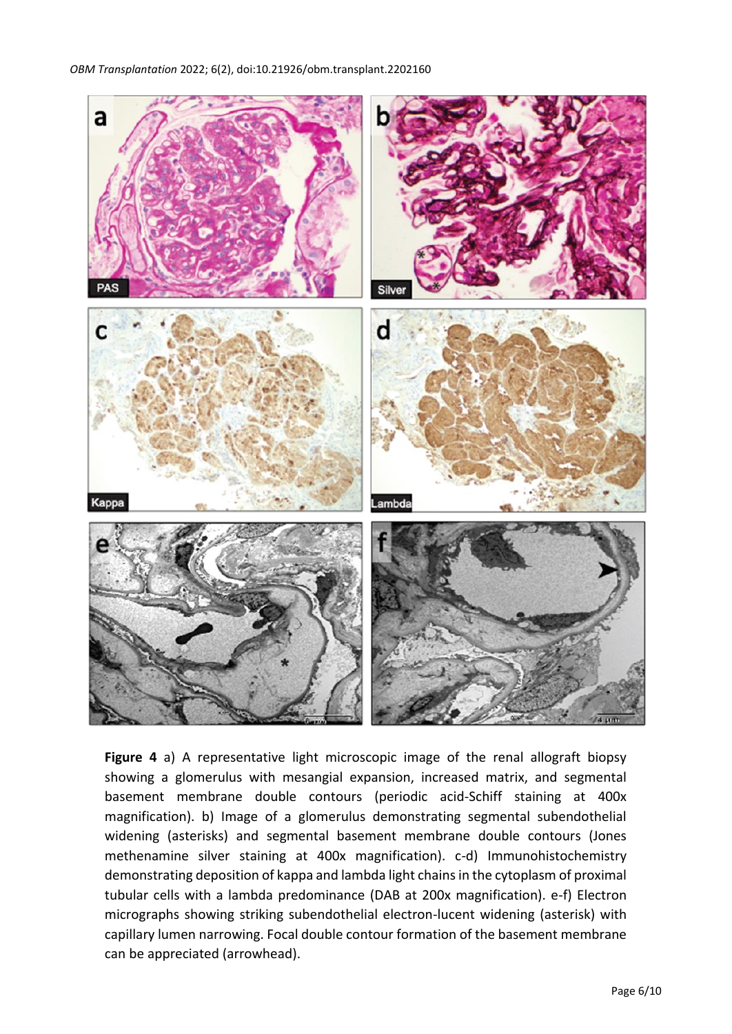**Figure 4** a) A representative light microscopic image of the renal allograft biopsy showing a glomerulus with mesangial expansion, increased matrix, and segmental basement membrane double contours (periodic acid-Schiff staining at 400x magnification). b) Image of a glomerulus demonstrating segmental subendothelial widening (asterisks) and segmental basement membrane double contours (Jones methenamine silver staining at 400x magnification). c-d) Immunohistochemistry demonstrating deposition of kappa and lambda light chains in the cytoplasm of proximal tubular cells with a lambda predominance (DAB at 200x magnification). e-f) Electron micrographs showing striking subendothelial electron-lucent widening (asterisk) with capillary lumen narrowing. Focal double contour formation of the basement membrane can be appreciated (arrowhead).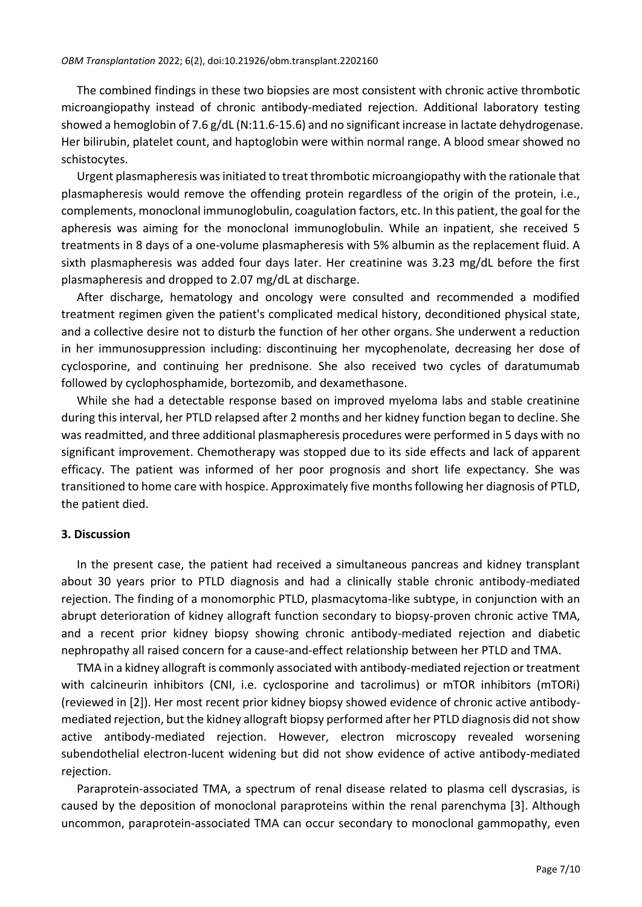The combined findings in these two biopsies are most consistent with chronic active thrombotic microangiopathy instead of chronic antibody-mediated rejection. Additional laboratory testing showed a hemoglobin of 7.6 g/dL (N:11.6-15.6) and no significant increase in lactate dehydrogenase. Her bilirubin, platelet count, and haptoglobin were within normal range. A blood smear showed no schistocytes.

Urgent plasmapheresis was initiated to treat thrombotic microangiopathy with the rationale that plasmapheresis would remove the offending protein regardless of the origin of the protein, i.e., complements, monoclonal immunoglobulin, coagulation factors, etc. In this patient, the goal for the apheresis was aiming for the monoclonal immunoglobulin. While an inpatient, she received 5 treatments in 8 days of a one-volume plasmapheresis with 5% albumin as the replacement fluid. A sixth plasmapheresis was added four days later. Her creatinine was 3.23 mg/dL before the first plasmapheresis and dropped to 2.07 mg/dL at discharge.

After discharge, hematology and oncology were consulted and recommended a modified treatment regimen given the patient's complicated medical history, deconditioned physical state, and a collective desire not to disturb the function of her other organs. She underwent a reduction in her immunosuppression including: discontinuing her mycophenolate, decreasing her dose of cyclosporine, and continuing her prednisone. She also received two cycles of daratumumab followed by cyclophosphamide, bortezomib, and dexamethasone.

While she had a detectable response based on improved myeloma labs and stable creatinine during this interval, her PTLD relapsed after 2 months and her kidney function began to decline. She was readmitted, and three additional plasmapheresis procedures were performed in 5 days with no significant improvement. Chemotherapy was stopped due to its side effects and lack of apparent efficacy. The patient was informed of her poor prognosis and short life expectancy. She was transitioned to home care with hospice. Approximately five months following her diagnosis of PTLD, the patient died.

## 3. Discussion

In the present case, the patient had received a simultaneous pancreas and kidney transplant about 30 years prior to PTLD diagnosis and had a clinically stable chronic antibody-mediated rejection. The finding of a monomorphic PTLD, plasmacytoma-like subtype, in conjunction with an abrupt deterioration of kidney allograft function secondary to biopsy-proven chronic active TMA, and a recent prior kidney biopsy showing chronic antibody-mediated rejection and diabetic nephropathy all raised concern for a cause-and-effect relationship between her PTLD and TMA.

TMA in a kidney allograft is commonly associated with antibody-mediated rejection or treatment with calcineurin inhibitors (CNI, i.e. cyclosporine and tacrolimus) or mTOR inhibitors (mTORi) (reviewed in [2]). Her most recent prior kidney biopsy showed evidence of chronic active antibody-mediated rejection, but the kidney allograft biopsy performed after her PTLD diagnosis did not show active antibody-mediated rejection. However, electron microscopy revealed worsening subendothelial electron-lucent widening but did not show evidence of active antibody-mediated rejection.

Paraprotein-associated TMA, a spectrum of renal disease related to plasma cell dyscrasias, is caused by the deposition of monoclonal paraproteins within the renal parenchyma [3]. Although uncommon, paraprotein-associated TMA can occur secondary to monoclonal gammopathy, even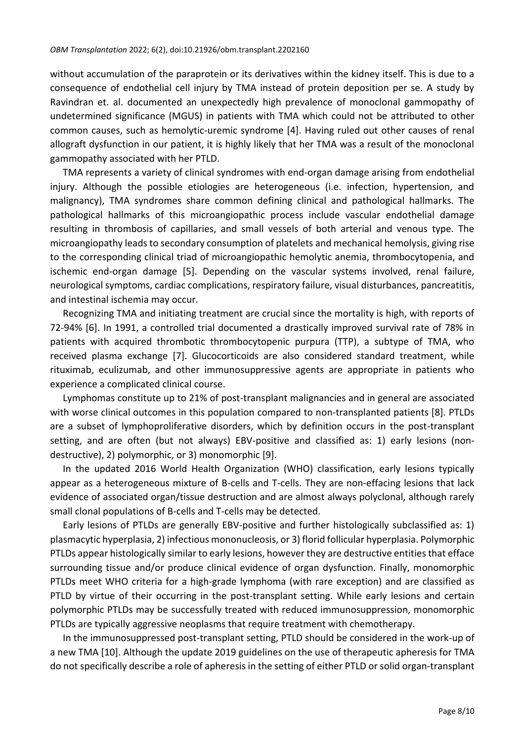without accumulation of the paraprotein or its derivatives within the kidney itself. This is due to a consequence of endothelial cell injury by TMA instead of protein deposition per se. A study by Ravindran et. al. documented an unexpectedly high prevalence of monoclonal gammopathy of undetermined significance (MGUS) in patients with TMA which could not be attributed to other common causes, such as hemolytic-uremic syndrome [4]. Having ruled out other causes of renal allograft dysfunction in our patient, it is highly likely that her TMA was a result of the monoclonal gammopathy associated with her PTLD.

TMA represents a variety of clinical syndromes with end-organ damage arising from endothelial injury. Although the possible etiologies are heterogeneous (i.e. infection, hypertension, and malignancy), TMA syndromes share common defining clinical and pathological hallmarks. The pathological hallmarks of this microangiopathic process include vascular endothelial damage resulting in thrombosis of capillaries, and small vessels of both arterial and venous type. The microangiopathy leads to secondary consumption of platelets and mechanical hemolysis, giving rise to the corresponding clinical triad of microangiopathic hemolytic anemia, thrombocytopenia, and ischemic end-organ damage [5]. Depending on the vascular systems involved, renal failure, neurological symptoms, cardiac complications, respiratory failure, visual disturbances, pancreatitis, and intestinal ischemia may occur.

Recognizing TMA and initiating treatment are crucial since the mortality is high, with reports of 72-94% [6]. In 1991, a controlled trial documented a drastically improved survival rate of 78% in patients with acquired thrombotic thrombocytopenic purpura (TTP), a subtype of TMA, who received plasma exchange [7]. Glucocorticoids are also considered standard treatment, while rituximab, eculizumab, and other immunosuppressive agents are appropriate in patients who experience a complicated clinical course.

Lymphomas constitute up to 21% of post-transplant malignancies and in general are associated with worse clinical outcomes in this population compared to non-transplanted patients [8]. PTLDs are a subset of lymphoproliferative disorders, which by definition occurs in the post-transplant setting, and are often (but not always) EBV-positive and classified as: 1) early lesions (non-destructive), 2) polymorphic, or 3) monomorphic [9].

In the updated 2016 World Health Organization (WHO) classification, early lesions typically appear as a heterogeneous mixture of B-cells and T-cells. They are non-effacing lesions that lack evidence of associated organ/tissue destruction and are almost always polyclonal, although rarely small clonal populations of B-cells and T-cells may be detected.

Early lesions of PTLDs are generally EBV-positive and further histologically subclassified as: 1) plasmacytic hyperplasia, 2) infectious mononucleosis, or 3) florid follicular hyperplasia. Polymorphic PTLDs appear histologically similar to early lesions, however they are destructive entities that efface surrounding tissue and/or produce clinical evidence of organ dysfunction. Finally, monomorphic PTLDs meet WHO criteria for a high-grade lymphoma (with rare exception) and are classified as PTLD by virtue of their occurring in the post-transplant setting. While early lesions and certain polymorphic PTLDs may be successfully treated with reduced immunosuppression, monomorphic PTLDs are typically aggressive neoplasms that require treatment with chemotherapy.

In the immunosuppressed post-transplant setting, PTLD should be considered in the work-up of a new TMA [10]. Although the update 2019 guidelines on the use of therapeutic apheresis for TMA do not specifically describe a role of apheresis in the setting of either PTLD or solid organ-transplant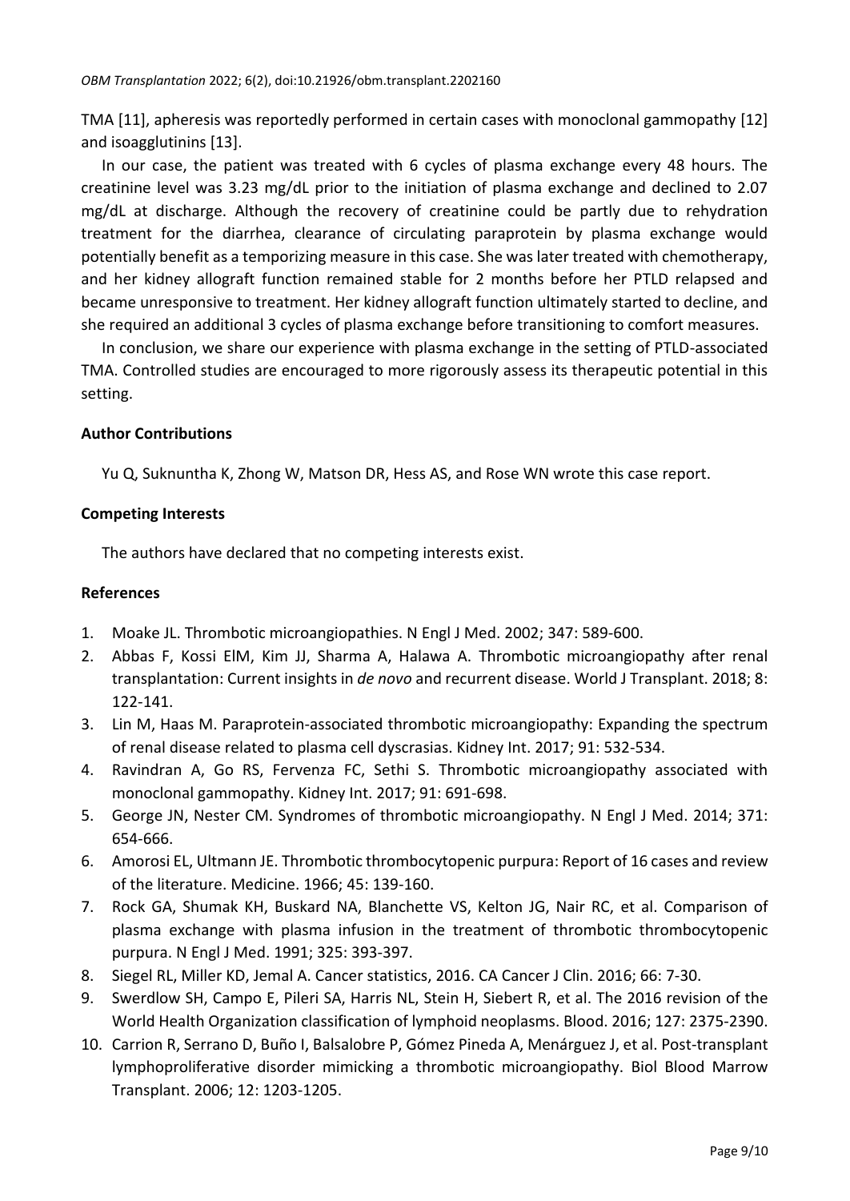TMA [11], apheresis was reportedly performed in certain cases with monoclonal gammopathy [12] and isoagglutinins [13].

In our case, the patient was treated with 6 cycles of plasma exchange every 48 hours. The creatinine level was 3.23 mg/dL prior to the initiation of plasma exchange and declined to 2.07 mg/dL at discharge. Although the recovery of creatinine could be partly due to rehydration treatment for the diarrhea, clearance of circulating paraprotein by plasma exchange would potentially benefit as a temporizing measure in this case. She was later treated with chemotherapy, and her kidney allograft function remained stable for 2 months before her PTLD relapsed and became unresponsive to treatment. Her kidney allograft function ultimately started to decline, and she required an additional 3 cycles of plasma exchange before transitioning to comfort measures.

In conclusion, we share our experience with plasma exchange in the setting of PTLD-associated TMA. Controlled studies are encouraged to more rigorously assess its therapeutic potential in this setting.

**Author Contributions**

Yu Q, Suknuntha K, Zhong W, Matson DR, Hess AS, and Rose WN wrote this case report.

**Competing Interests**

The authors have declared that no competing interests exist.

**References**

1. Moake JL. Thrombotic microangiopathies. N Engl J Med. 2002; 347: 589-600.
2. Abbas F, Kossi ElM, Kim JJ, Sharma A, Halawa A. Thrombotic microangiopathy after renal transplantation: Current insights in *de novo* and recurrent disease. World J Transplant. 2018; 8: 122-141.
3. Lin M, Haas M. Paraprotein-associated thrombotic microangiopathy: Expanding the spectrum of renal disease related to plasma cell dyscrasias. Kidney Int. 2017; 91: 532-534.
4. Ravindran A, Go RS, Fervenza FC, Sethi S. Thrombotic microangiopathy associated with monoclonal gammopathy. Kidney Int. 2017; 91: 691-698.
5. George JN, Nester CM. Syndromes of thrombotic microangiopathy. N Engl J Med. 2014; 371: 654-666.
6. Amorosi EL, Ultmann JE. Thrombotic thrombocytopenic purpura: Report of 16 cases and review of the literature. Medicine. 1966; 45: 139-160.
7. Rock GA, Shumak KH, Buskard NA, Blanchette VS, Kelton JG, Nair RC, et al. Comparison of plasma exchange with plasma infusion in the treatment of thrombotic thrombocytopenic purpura. N Engl J Med. 1991; 325: 393-397.
8. Siegel RL, Miller KD, Jemal A. Cancer statistics, 2016. CA Cancer J Clin. 2016; 66: 7-30.
9. Swerdlow SH, Campo E, Pileri SA, Harris NL, Stein H, Siebert R, et al. The 2016 revision of the World Health Organization classification of lymphoid neoplasms. Blood. 2016; 127: 2375-2390.
10. Carrion R, Serrano D, Buño I, Balsalobre P, Gómez Pineda A, Menárguez J, et al. Post-transplant lymphoproliferative disorder mimicking a thrombotic microangiopathy. Biol Blood Marrow Transplant. 2006; 12: 1203-1205.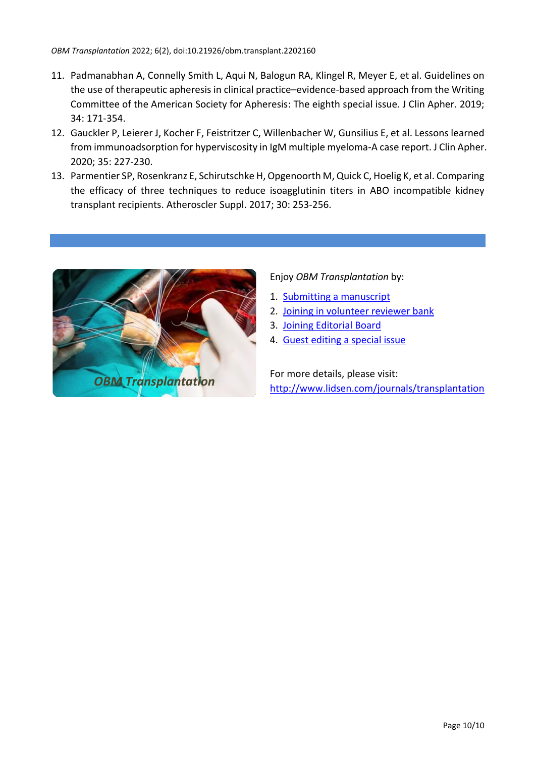11. Padmanabhan A, Connelly Smith L, Aqui N, Balogun RA, Klingel R, Meyer E, et al. Guidelines on the use of therapeutic apheresis in clinical practice–evidence-based approach from the Writing Committee of the American Society for Apheresis: The eighth special issue. J Clin Apher. 2019; 34: 171-354.
12. Gauckler P, Leierer J, Kocher F, Feistritzer C, Willenbacher W, Gunsilius E, et al. Lessons learned from immunoadsorption for hyperviscosity in IgM multiple myeloma-A case report. J Clin Apher. 2020; 35: 227-230.
13. Parmentier SP, Rosenkranz E, Schirutschke H, Opgenoorth M, Quick C, Hoelig K, et al. Comparing the efficacy of three techniques to reduce isoagglutinin titers in ABO incompatible kidney transplant recipients. Atheroscler Suppl. 2017; 30: 253-256.

---

*OBM Transplantation*

Enjoy *OBM Transplantation* by:

1. Submitting a manuscript
2. Joining in volunteer reviewer bank
3. Joining Editorial Board
4. Guest editing a special issue

For more details, please visit:
http://www.lidsen.com/journals/transplantation